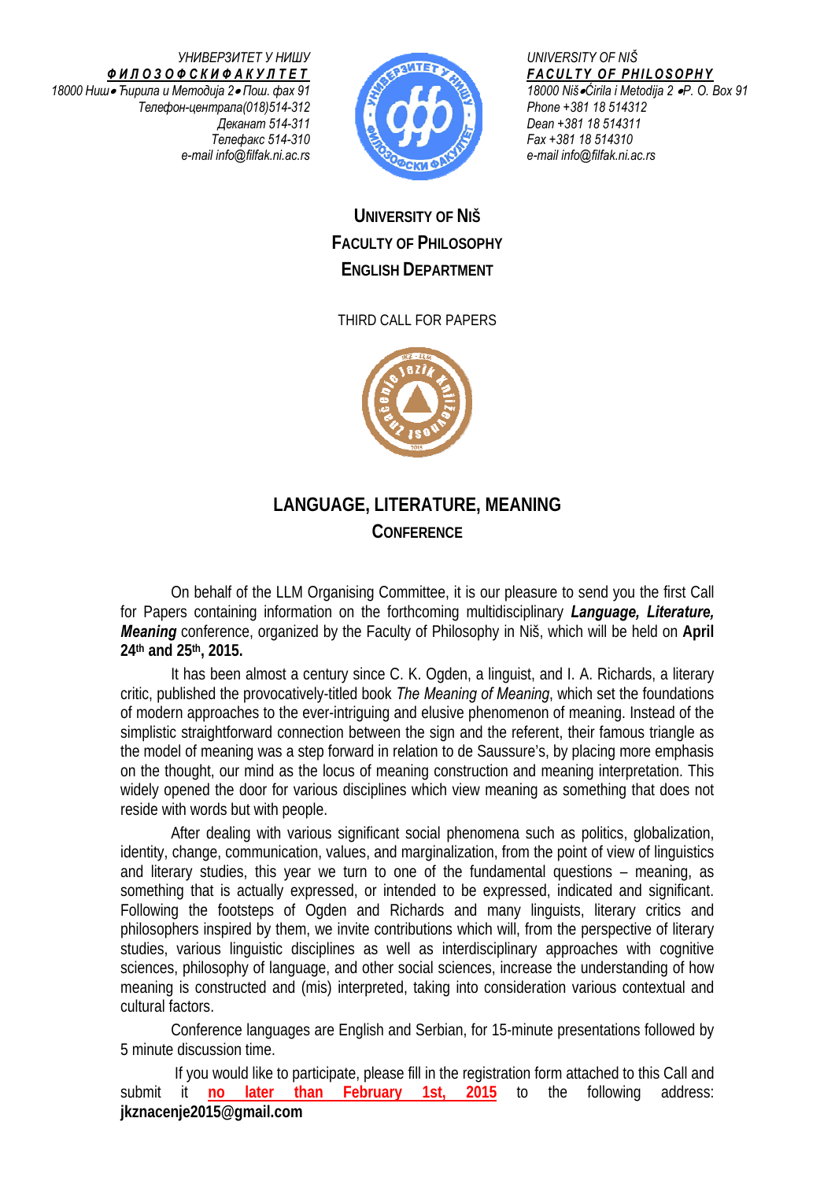УНИВЕРЗИТЕТ У НИШУ
**Ф И Л О З О Ф С К И Ф А К У Л Т Е Т**
18000 Ниш • Ћирила и Методија 2 • Пош. фах 91
Телефон-централа(018)514-312
Деканат 514-311
Телефакс 514-310
e-mail info@filfak.ni.ac.rs

UNIVERSITY OF NIŠ
**FACULTY OF PHILOSOPHY**
18000 Niš • Ćirila i Metodija 2 • P. O. Box 91
Phone +381 18 514312
Dean +381 18 514311
Fax +381 18 514310
e-mail info@filfak.ni.ac.rs

## UNIVERSITY OF NIŠ
## FACULTY OF PHILOSOPHY
## ENGLISH DEPARTMENT

THIRD CALL FOR PAPERS

# LANGUAGE, LITERATURE, MEANING
## CONFERENCE

On behalf of the LLM Organising Committee, it is our pleasure to send you the first Call for Papers containing information on the forthcoming multidisciplinary ***Language, Literature, Meaning*** conference, organized by the Faculty of Philosophy in Niš, which will be held on **April 24th and 25th, 2015.**

It has been almost a century since C. K. Ogden, a linguist, and I. A. Richards, a literary critic, published the provocatively-titled book *The Meaning of Meaning*, which set the foundations of modern approaches to the ever-intriguing and elusive phenomenon of meaning. Instead of the simplistic straightforward connection between the sign and the referent, their famous triangle as the model of meaning was a step forward in relation to de Saussure's, by placing more emphasis on the thought, our mind as the locus of meaning construction and meaning interpretation. This widely opened the door for various disciplines which view meaning as something that does not reside with words but with people.

After dealing with various significant social phenomena such as politics, globalization, identity, change, communication, values, and marginalization, from the point of view of linguistics and literary studies, this year we turn to one of the fundamental questions – meaning, as something that is actually expressed, or intended to be expressed, indicated and significant. Following the footsteps of Ogden and Richards and many linguists, literary critics and philosophers inspired by them, we invite contributions which will, from the perspective of literary studies, various linguistic disciplines as well as interdisciplinary approaches with cognitive sciences, philosophy of language, and other social sciences, increase the understanding of how meaning is constructed and (mis) interpreted, taking into consideration various contextual and cultural factors.

Conference languages are English and Serbian, for 15-minute presentations followed by 5 minute discussion time.

If you would like to participate, please fill in the registration form attached to this Call and submit it **no later than February 1st, 2015** to the following address: **jkznacenje2015@gmail.com**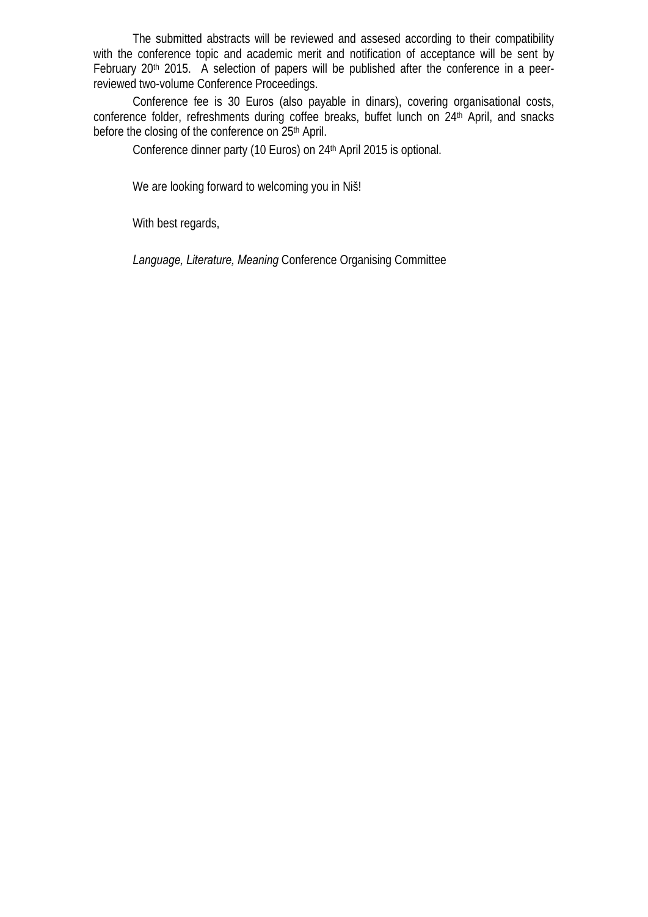The submitted abstracts will be reviewed and assesed according to their compatibility with the conference topic and academic merit and notification of acceptance will be sent by February 20th 2015. A selection of papers will be published after the conference in a peer-reviewed two-volume Conference Proceedings.

Conference fee is 30 Euros (also payable in dinars), covering organisational costs, conference folder, refreshments during coffee breaks, buffet lunch on 24th April, and snacks before the closing of the conference on 25th April.

Conference dinner party (10 Euros) on 24th April 2015 is optional.

We are looking forward to welcoming you in Niš!

With best regards,

*Language, Literature, Meaning* Conference Organising Committee